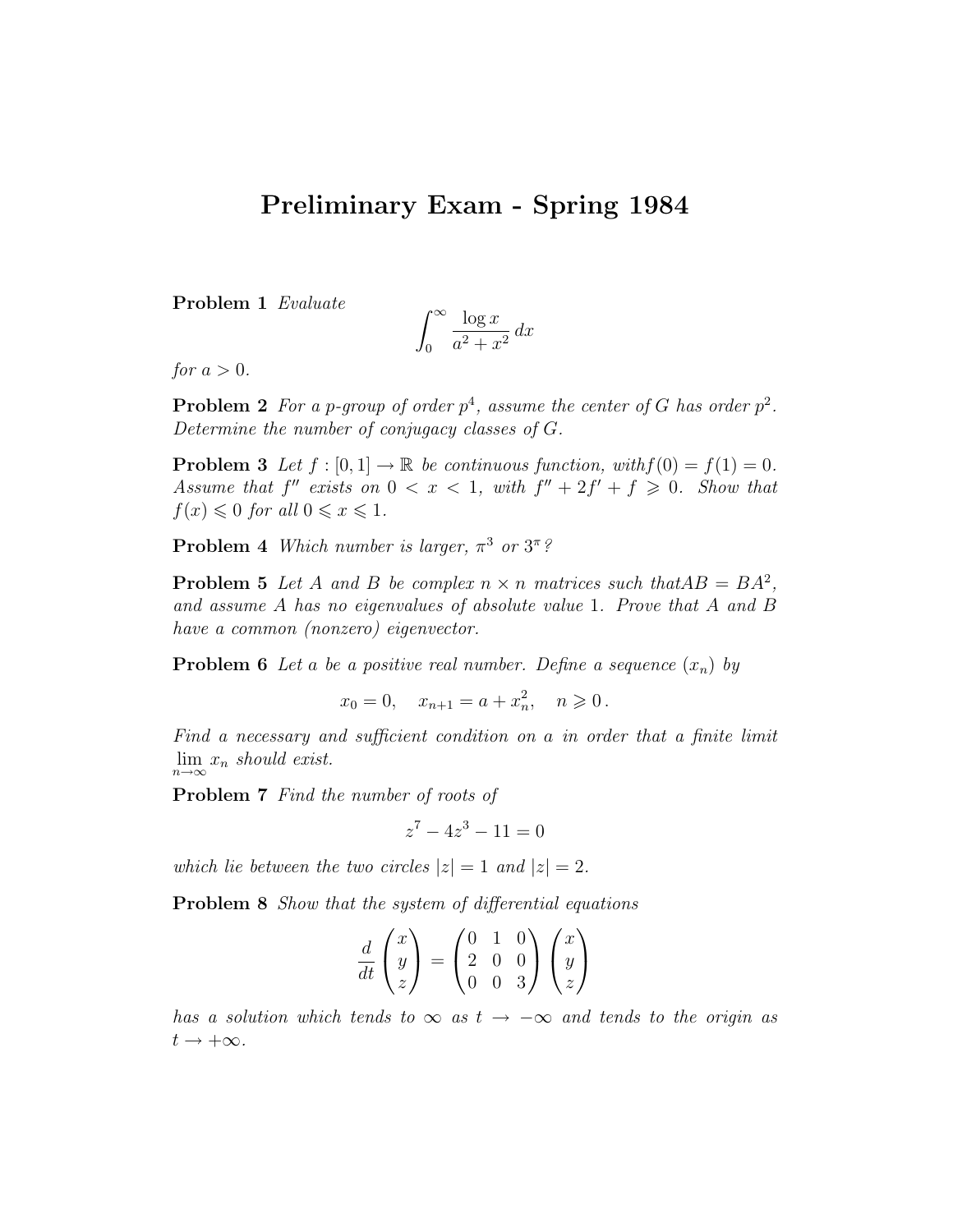# Preliminary Exam - Spring 1984

**Problem 1** *Evaluate*

$$\int_0^\infty \frac{\log x}{a^2 + x^2}\, dx$$

*for* $a > 0$.

**Problem 2** *For a p-group of order* $p^4$*, assume the center of* $G$ *has order* $p^2$*. Determine the number of conjugacy classes of* $G$.

**Problem 3** *Let* $f : [0, 1] \to \mathbb{R}$ *be continuous function, with* $f(0) = f(1) = 0$*. Assume that* $f''$ *exists on* $0 < x < 1$*, with* $f'' + 2f' + f \geqslant 0$*. Show that* $f(x) \leqslant 0$ *for all* $0 \leqslant x \leqslant 1$.

**Problem 4** *Which number is larger,* $\pi^3$ *or* $3^\pi$*?*

**Problem 5** *Let* $A$ *and* $B$ *be complex* $n \times n$ *matrices such that* $AB = BA^2$*, and assume* $A$ *has no eigenvalues of absolute value* 1*. Prove that* $A$ *and* $B$ *have a common (nonzero) eigenvector.*

**Problem 6** *Let* $a$ *be a positive real number. Define a sequence* $(x_n)$ *by*

$$x_0 = 0, \quad x_{n+1} = a + x_n^2, \quad n \geqslant 0\,.$$

*Find a necessary and sufficient condition on* $a$ *in order that a finite limit* $\lim_{n\to\infty} x_n$ *should exist.*

**Problem 7** *Find the number of roots of*

$$z^7 - 4z^3 - 11 = 0$$

*which lie between the two circles* $|z| = 1$ *and* $|z| = 2$.

**Problem 8** *Show that the system of differential equations*

$$\frac{d}{dt}\begin{pmatrix} x \\ y \\ z \end{pmatrix} = \begin{pmatrix} 0 & 1 & 0 \\ 2 & 0 & 0 \\ 0 & 0 & 3 \end{pmatrix} \begin{pmatrix} x \\ y \\ z \end{pmatrix}$$

*has a solution which tends to* $\infty$ *as* $t \to -\infty$ *and tends to the origin as* $t \to +\infty$.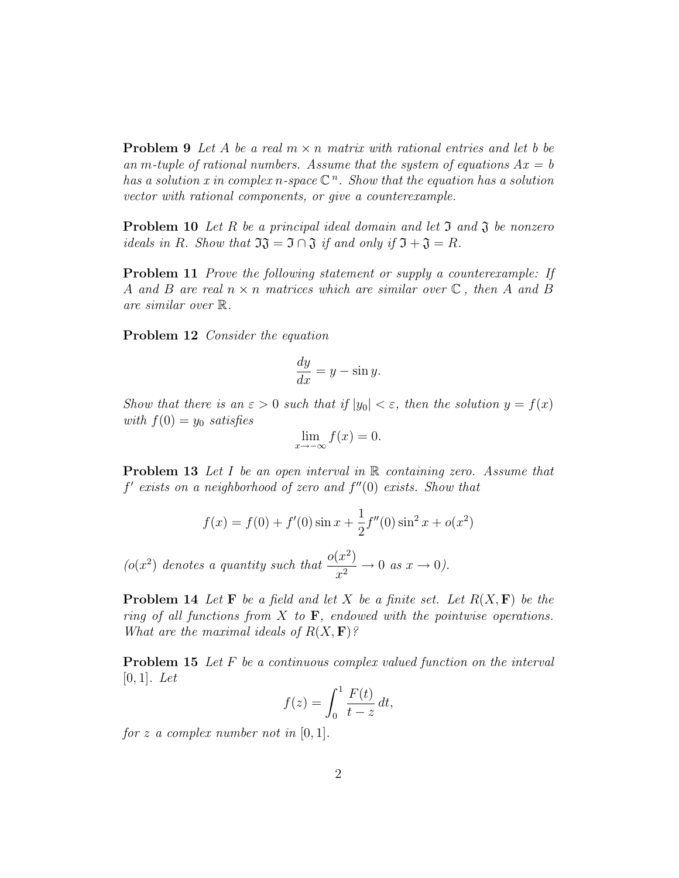**Problem 9** *Let $A$ be a real $m \times n$ matrix with rational entries and let $b$ be an $m$-tuple of rational numbers. Assume that the system of equations $Ax = b$ has a solution $x$ in complex $n$-space $\mathbb{C}^n$. Show that the equation has a solution vector with rational components, or give a counterexample.*

**Problem 10** *Let $R$ be a principal ideal domain and let $\mathfrak{I}$ and $\mathfrak{J}$ be nonzero ideals in $R$. Show that $\mathfrak{I}\mathfrak{J} = \mathfrak{I} \cap \mathfrak{J}$ if and only if $\mathfrak{I} + \mathfrak{J} = R$.*

**Problem 11** *Prove the following statement or supply a counterexample: If $A$ and $B$ are real $n \times n$ matrices which are similar over $\mathbb{C}$, then $A$ and $B$ are similar over $\mathbb{R}$.*

**Problem 12** *Consider the equation*

$$\frac{dy}{dx} = y - \sin y.$$

*Show that there is an $\varepsilon > 0$ such that if $|y_0| < \varepsilon$, then the solution $y = f(x)$ with $f(0) = y_0$ satisfies*

$$\lim_{x \to -\infty} f(x) = 0.$$

**Problem 13** *Let $I$ be an open interval in $\mathbb{R}$ containing zero. Assume that $f'$ exists on a neighborhood of zero and $f''(0)$ exists. Show that*

$$f(x) = f(0) + f'(0)\sin x + \frac{1}{2}f''(0)\sin^2 x + o(x^2)$$

*($o(x^2)$ denotes a quantity such that $\dfrac{o(x^2)}{x^2} \to 0$ as $x \to 0$).*

**Problem 14** *Let $\mathbf{F}$ be a field and let $X$ be a finite set. Let $R(X, \mathbf{F})$ be the ring of all functions from $X$ to $\mathbf{F}$, endowed with the pointwise operations. What are the maximal ideals of $R(X, \mathbf{F})$?*

**Problem 15** *Let $F$ be a continuous complex valued function on the interval $[0, 1]$. Let*

$$f(z) = \int_0^1 \frac{F(t)}{t - z}\, dt,$$

*for $z$ a complex number not in $[0, 1]$.*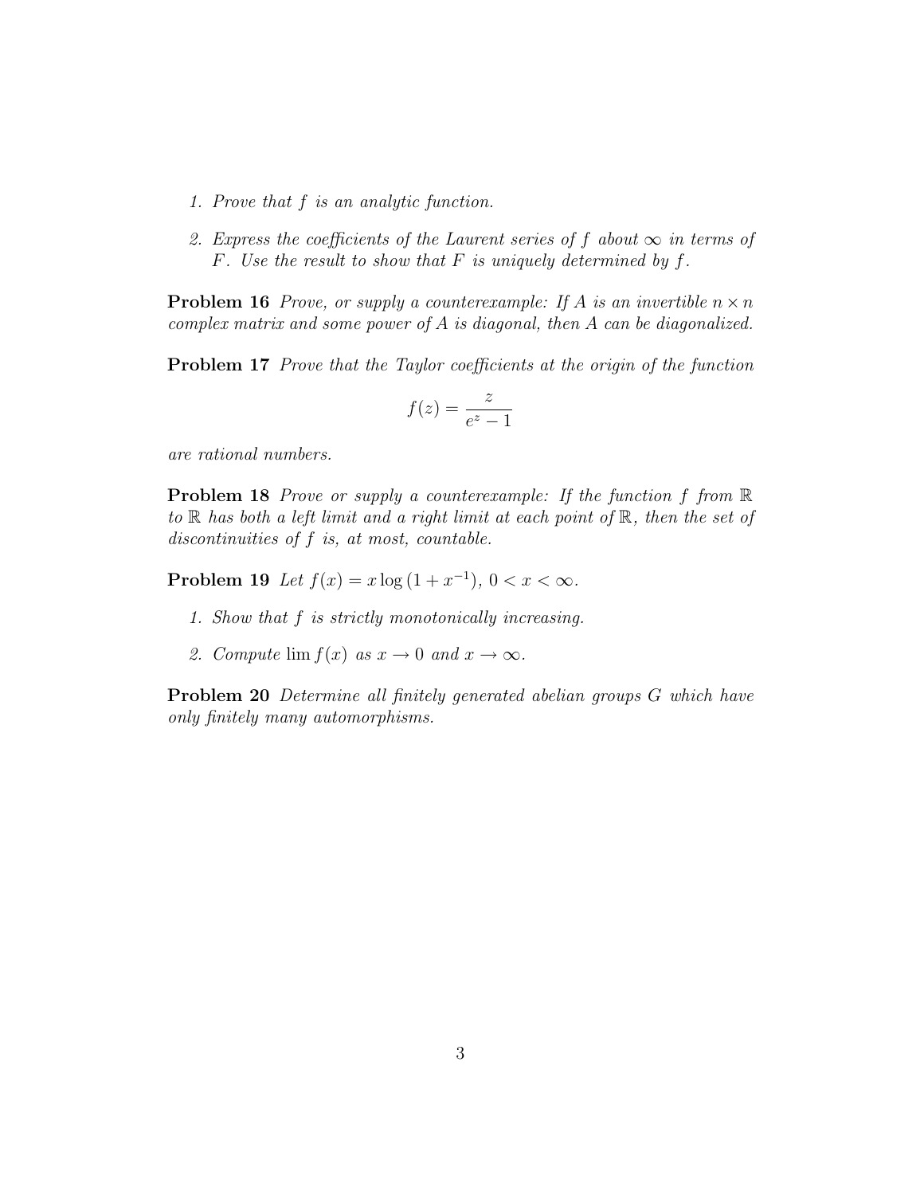1. *Prove that $f$ is an analytic function.*

2. *Express the coefficients of the Laurent series of $f$ about $\infty$ in terms of $F$. Use the result to show that $F$ is uniquely determined by $f$.*

**Problem 16** *Prove, or supply a counterexample: If $A$ is an invertible $n \times n$ complex matrix and some power of $A$ is diagonal, then $A$ can be diagonalized.*

**Problem 17** *Prove that the Taylor coefficients at the origin of the function*

$$f(z) = \frac{z}{e^z - 1}$$

*are rational numbers.*

**Problem 18** *Prove or supply a counterexample: If the function $f$ from $\mathbb{R}$ to $\mathbb{R}$ has both a left limit and a right limit at each point of $\mathbb{R}$, then the set of discontinuities of $f$ is, at most, countable.*

**Problem 19** *Let $f(x) = x \log(1 + x^{-1})$, $0 < x < \infty$.*

1. *Show that $f$ is strictly monotonically increasing.*

2. *Compute $\lim f(x)$ as $x \to 0$ and $x \to \infty$.*

**Problem 20** *Determine all finitely generated abelian groups $G$ which have only finitely many automorphisms.*